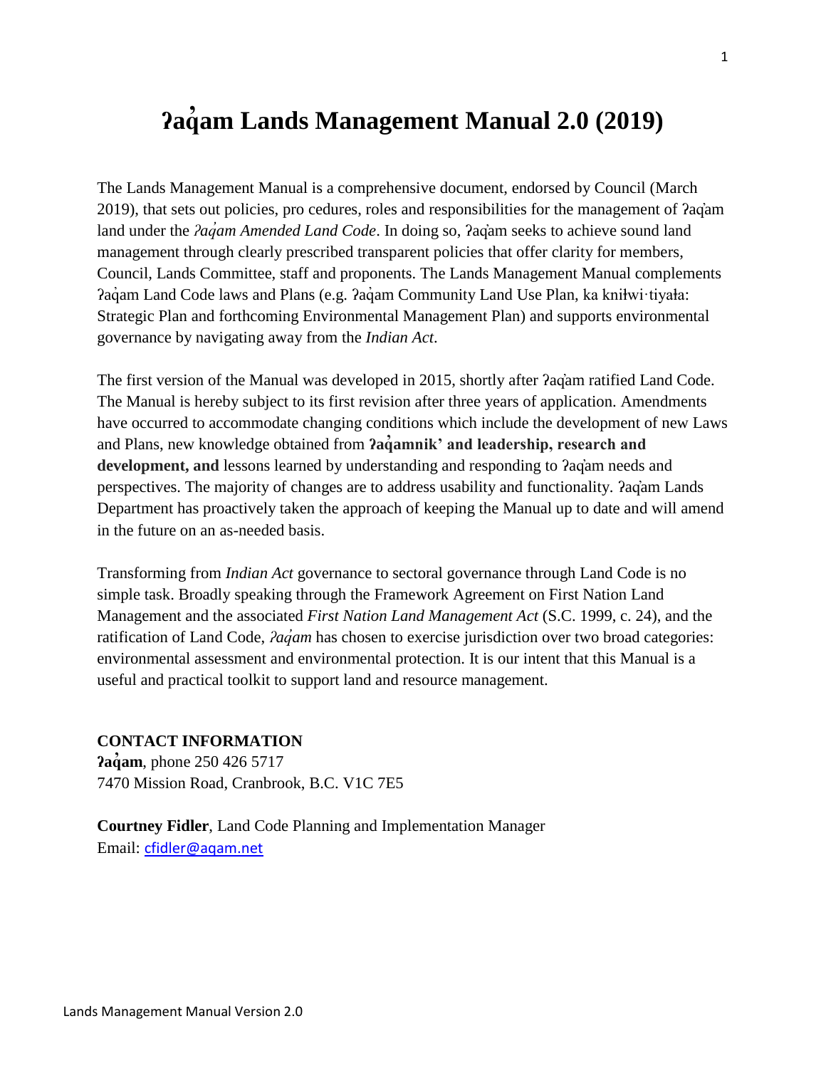# ʔaq̓am Lands Management Manual 2.0 (2019)

The Lands Management Manual is a comprehensive document, endorsed by Council (March 2019), that sets out policies, pro cedures, roles and responsibilities for the management of ʔaq̓am land under the *ʔaq̓am Amended Land Code*. In doing so, ʔaq̓am seeks to achieve sound land management through clearly prescribed transparent policies that offer clarity for members, Council, Lands Committee, staff and proponents. The Lands Management Manual complements ʔaq̓am Land Code laws and Plans (e.g. ʔaq̓am Community Land Use Plan, ka kniłwi·tiyała: Strategic Plan and forthcoming Environmental Management Plan) and supports environmental governance by navigating away from the *Indian Act*.

The first version of the Manual was developed in 2015, shortly after ʔaq̓am ratified Land Code. The Manual is hereby subject to its first revision after three years of application. Amendments have occurred to accommodate changing conditions which include the development of new Laws and Plans, new knowledge obtained from **ʔaq̓amnik' and leadership, research and development, and** lessons learned by understanding and responding to ʔaq̓am needs and perspectives. The majority of changes are to address usability and functionality. ʔaq̓am Lands Department has proactively taken the approach of keeping the Manual up to date and will amend in the future on an as-needed basis.

Transforming from *Indian Act* governance to sectoral governance through Land Code is no simple task. Broadly speaking through the Framework Agreement on First Nation Land Management and the associated *First Nation Land Management Act* (S.C. 1999, c. 24), and the ratification of Land Code, *ʔaq̓am* has chosen to exercise jurisdiction over two broad categories: environmental assessment and environmental protection. It is our intent that this Manual is a useful and practical toolkit to support land and resource management.

**CONTACT INFORMATION**
**ʔaq̓am**, phone 250 426 5717
7470 Mission Road, Cranbrook, B.C. V1C 7E5

**Courtney Fidler**, Land Code Planning and Implementation Manager
Email: cfidler@aqam.net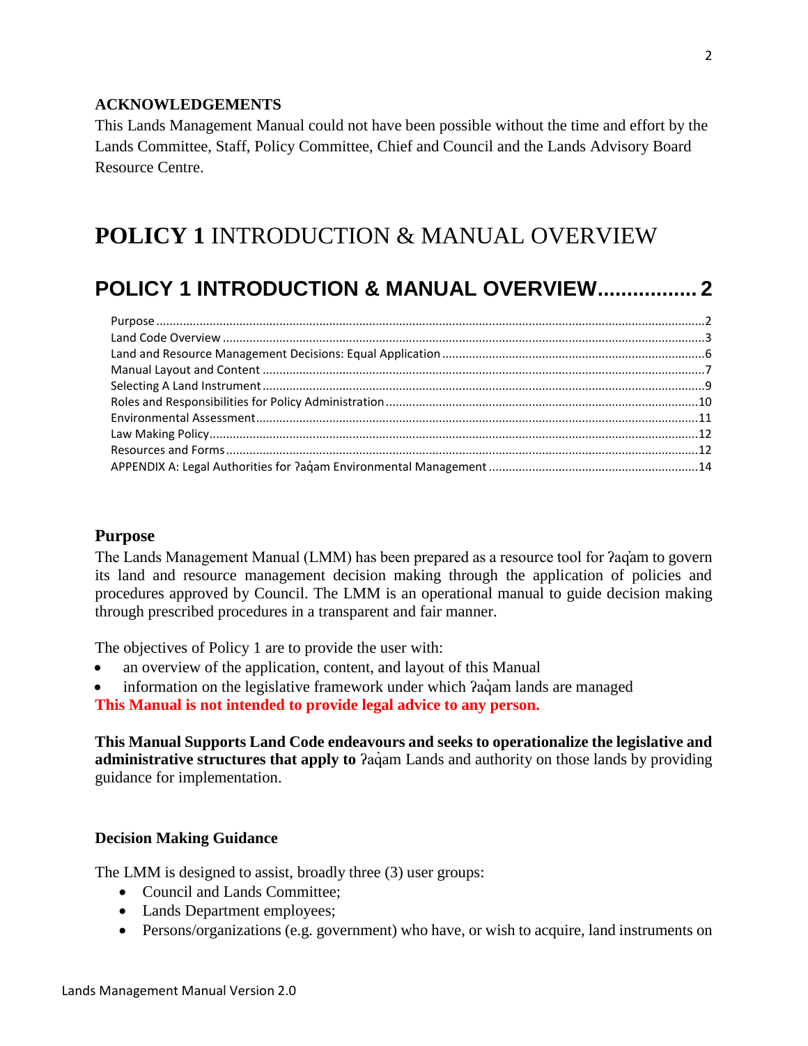**ACKNOWLEDGEMENTS**

This Lands Management Manual could not have been possible without the time and effort by the Lands Committee, Staff, Policy Committee, Chief and Council and the Lands Advisory Board Resource Centre.

# **POLICY 1** INTRODUCTION & MANUAL OVERVIEW

## POLICY 1 INTRODUCTION & MANUAL OVERVIEW................. 2

- Purpose ........................................................................................................................... 2
- Land Code Overview ........................................................................................................ 3
- Land and Resource Management Decisions: Equal Application ..................................... 6
- Manual Layout and Content ........................................................................................... 7
- Selecting A Land Instrument ........................................................................................... 9
- Roles and Responsibilities for Policy Administration ..................................................... 10
- Environmental Assessment ............................................................................................ 11
- Law Making Policy .......................................................................................................... 12
- Resources and Forms ..................................................................................................... 12
- APPENDIX A: Legal Authorities for ʔaq̓am Environmental Management ........................ 14

## Purpose

The Lands Management Manual (LMM) has been prepared as a resource tool for ʔaq̓am to govern its land and resource management decision making through the application of policies and procedures approved by Council. The LMM is an operational manual to guide decision making through prescribed procedures in a transparent and fair manner.

The objectives of Policy 1 are to provide the user with:

- an overview of the application, content, and layout of this Manual
- information on the legislative framework under which ʔaq̓am lands are managed

**This Manual is not intended to provide legal advice to any person.**

**This Manual Supports Land Code endeavours and seeks to operationalize the legislative and administrative structures that apply to** ʔaq̓am Lands and authority on those lands by providing guidance for implementation.

### Decision Making Guidance

The LMM is designed to assist, broadly three (3) user groups:

- Council and Lands Committee;
- Lands Department employees;
- Persons/organizations (e.g. government) who have, or wish to acquire, land instruments on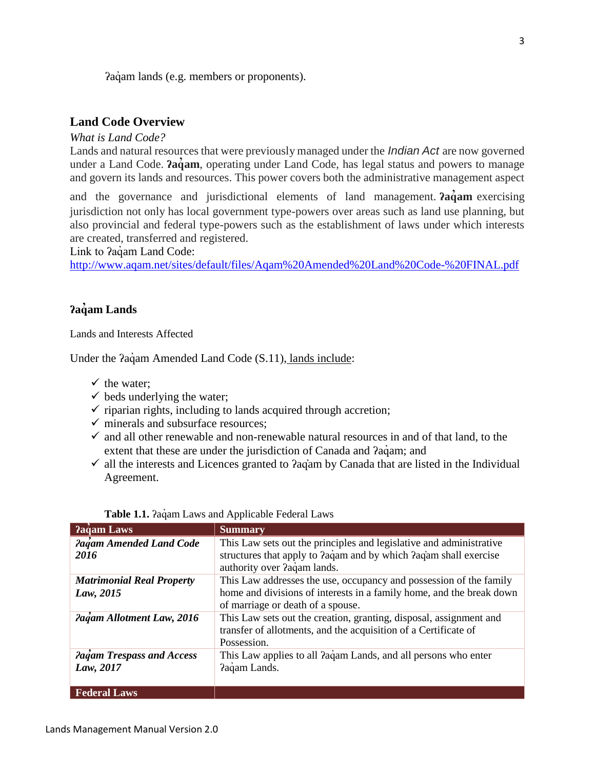ʔaq̓am lands (e.g. members or proponents).

## Land Code Overview

*What is Land Code?*

Lands and natural resources that were previously managed under the *Indian Act* are now governed under a Land Code. **ʔaq̓am**, operating under Land Code, has legal status and powers to manage and govern its lands and resources. This power covers both the administrative management aspect and the governance and jurisdictional elements of land management. **ʔaq̓am** exercising jurisdiction not only has local government type-powers over areas such as land use planning, but also provincial and federal type-powers such as the establishment of laws under which interests are created, transferred and registered.

Link to ʔaq̓am Land Code:
http://www.aqam.net/sites/default/files/Aqam%20Amended%20Land%20Code-%20FINAL.pdf

## ʔaq̓am Lands

Lands and Interests Affected

Under the ʔaq̓am Amended Land Code (S.11), lands include:

- ✓ the water;
- ✓ beds underlying the water;
- ✓ riparian rights, including to lands acquired through accretion;
- ✓ minerals and subsurface resources;
- ✓ and all other renewable and non-renewable natural resources in and of that land, to the extent that these are under the jurisdiction of Canada and ʔaq̓am; and
- ✓ all the interests and Licences granted to ʔaq̓am by Canada that are listed in the Individual Agreement.

**Table 1.1.** ʔaq̓am Laws and Applicable Federal Laws

| ʔaq̓am Laws | Summary |
|---|---|
| ***ʔaq̓am Amended Land Code 2016*** | This Law sets out the principles and legislative and administrative structures that apply to ʔaq̓am and by which ʔaq̓am shall exercise authority over ʔaq̓am lands. |
| ***Matrimonial Real Property Law, 2015*** | This Law addresses the use, occupancy and possession of the family home and divisions of interests in a family home, and the break down of marriage or death of a spouse. |
| ***ʔaq̓am Allotment Law, 2016*** | This Law sets out the creation, granting, disposal, assignment and transfer of allotments, and the acquisition of a Certificate of Possession. |
| ***ʔaq̓am Trespass and Access Law, 2017*** | This Law applies to all ʔaq̓am Lands, and all persons who enter ʔaq̓am Lands. |
| **Federal Laws** | |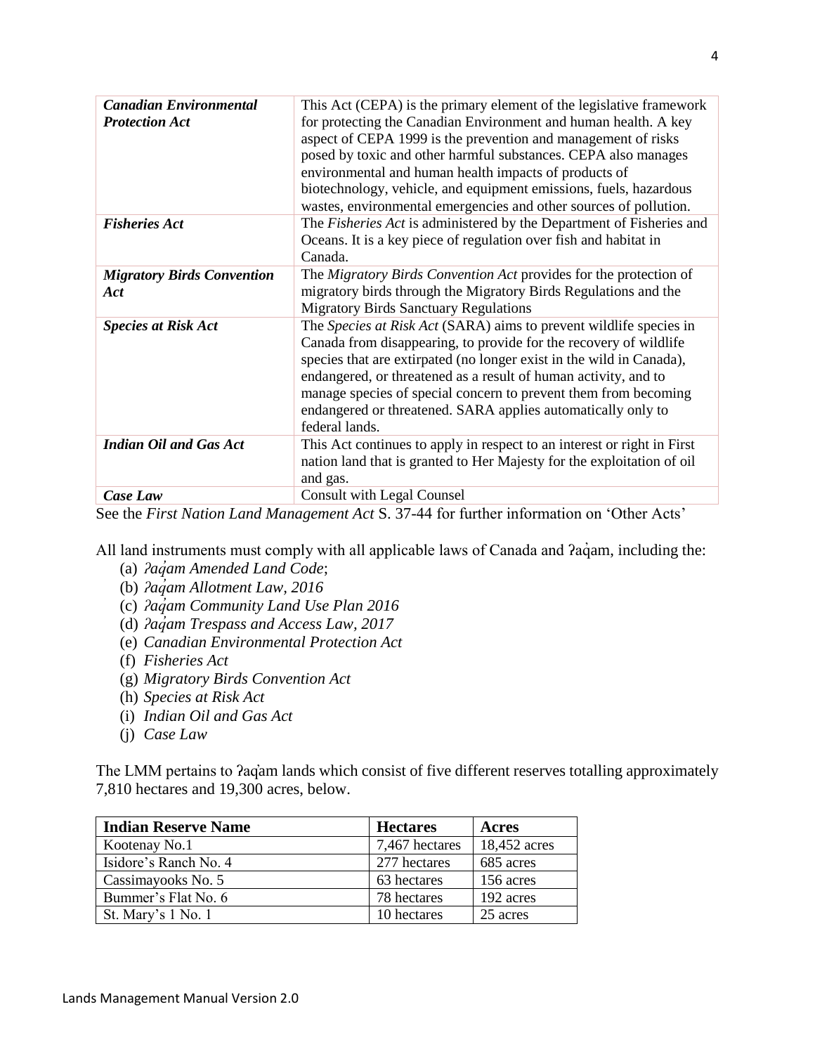| | |
|---|---|
| ***Canadian Environmental Protection Act*** | This Act (CEPA) is the primary element of the legislative framework for protecting the Canadian Environment and human health. A key aspect of CEPA 1999 is the prevention and management of risks posed by toxic and other harmful substances. CEPA also manages environmental and human health impacts of products of biotechnology, vehicle, and equipment emissions, fuels, hazardous wastes, environmental emergencies and other sources of pollution. |
| ***Fisheries Act*** | The *Fisheries Act* is administered by the Department of Fisheries and Oceans. It is a key piece of regulation over fish and habitat in Canada. |
| ***Migratory Birds Convention Act*** | The *Migratory Birds Convention Act* provides for the protection of migratory birds through the Migratory Birds Regulations and the Migratory Birds Sanctuary Regulations |
| ***Species at Risk Act*** | The *Species at Risk Act* (SARA) aims to prevent wildlife species in Canada from disappearing, to provide for the recovery of wildlife species that are extirpated (no longer exist in the wild in Canada), endangered, or threatened as a result of human activity, and to manage species of special concern to prevent them from becoming endangered or threatened. SARA applies automatically only to federal lands. |
| ***Indian Oil and Gas Act*** | This Act continues to apply in respect to an interest or right in First nation land that is granted to Her Majesty for the exploitation of oil and gas. |
| ***Case Law*** | Consult with Legal Counsel |

See the *First Nation Land Management Act* S. 37-44 for further information on 'Other Acts'

All land instruments must comply with all applicable laws of Canada and ʔaq̓am, including the:

(a) *ʔaq̓am Amended Land Code*;
(b) *ʔaq̓am Allotment Law, 2016*
(c) *ʔaq̓am Community Land Use Plan 2016*
(d) *ʔaq̓am Trespass and Access Law, 2017*
(e) *Canadian Environmental Protection Act*
(f) *Fisheries Act*
(g) *Migratory Birds Convention Act*
(h) *Species at Risk Act*
(i) *Indian Oil and Gas Act*
(j) *Case Law*

The LMM pertains to ʔaq̓am lands which consist of five different reserves totalling approximately 7,810 hectares and 19,300 acres, below.

| Indian Reserve Name | Hectares | Acres |
|---|---|---|
| Kootenay No.1 | 7,467 hectares | 18,452 acres |
| Isidore's Ranch No. 4 | 277 hectares | 685 acres |
| Cassimayooks No. 5 | 63 hectares | 156 acres |
| Bummer's Flat No. 6 | 78 hectares | 192 acres |
| St. Mary's 1 No. 1 | 10 hectares | 25 acres |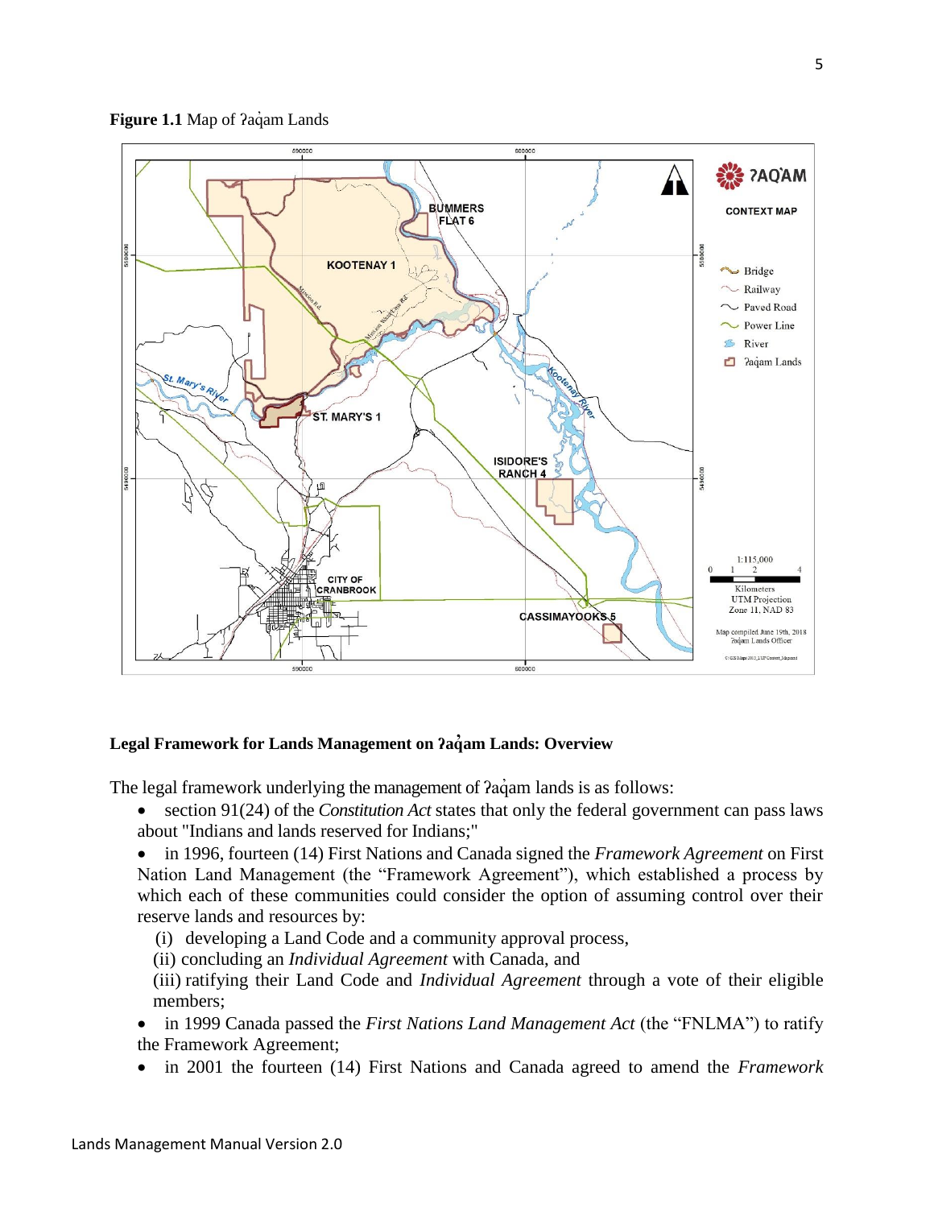**Figure 1.1** Map of ʔaq̓am Lands

### Legal Framework for Lands Management on ʔaq̓am Lands: Overview

The legal framework underlying the management of ʔaq̓am lands is as follows:

- section 91(24) of the *Constitution Act* states that only the federal government can pass laws about "Indians and lands reserved for Indians;"
- in 1996, fourteen (14) First Nations and Canada signed the *Framework Agreement* on First Nation Land Management (the "Framework Agreement"), which established a process by which each of these communities could consider the option of assuming control over their reserve lands and resources by:
  - (i) developing a Land Code and a community approval process,
  - (ii) concluding an *Individual Agreement* with Canada, and
  - (iii) ratifying their Land Code and *Individual Agreement* through a vote of their eligible members;
- in 1999 Canada passed the *First Nations Land Management Act* (the "FNLMA") to ratify the Framework Agreement;
- in 2001 the fourteen (14) First Nations and Canada agreed to amend the *Framework*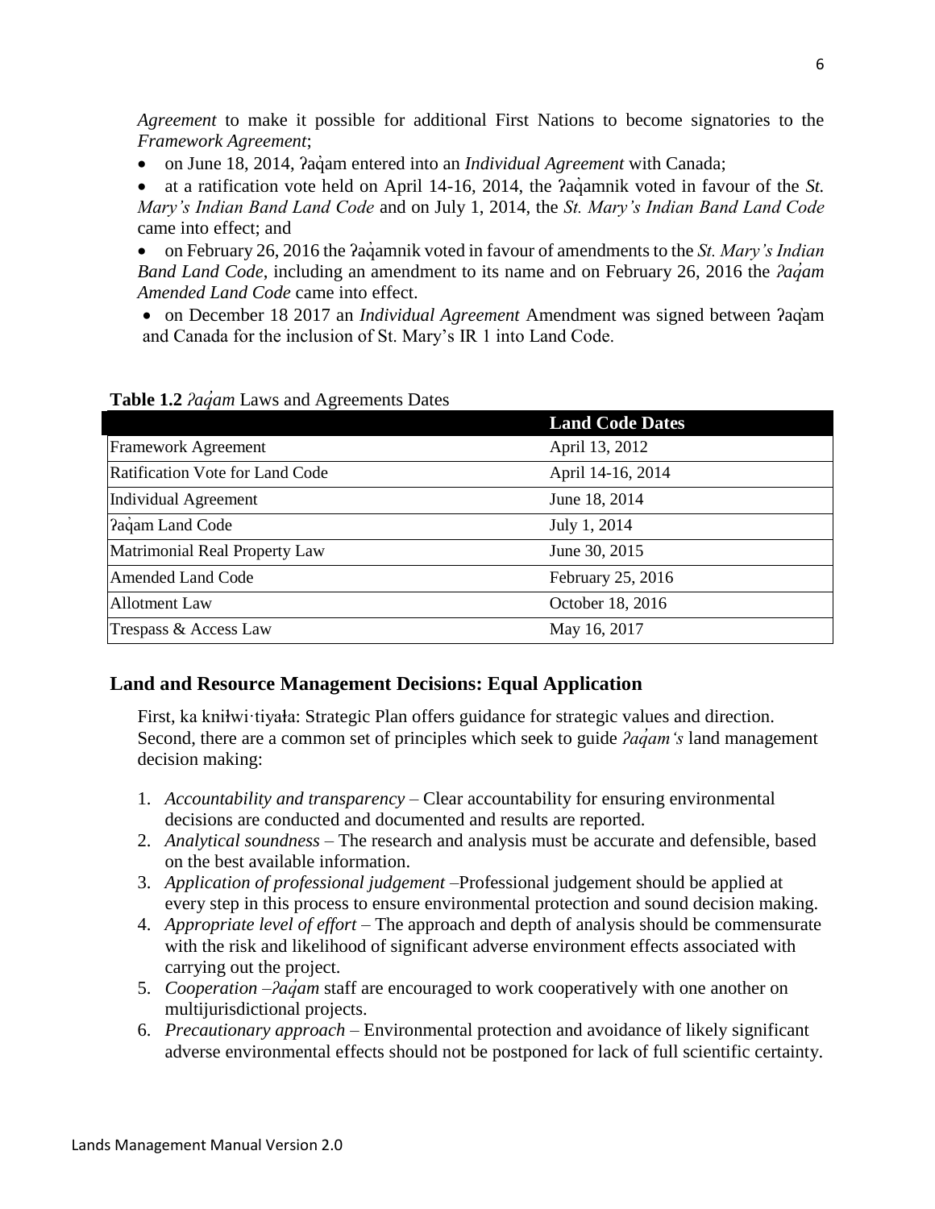*Agreement* to make it possible for additional First Nations to become signatories to the *Framework Agreement*;

- on June 18, 2014, ʔaq̓am entered into an *Individual Agreement* with Canada;
- at a ratification vote held on April 14-16, 2014, the ʔaq̓amnik voted in favour of the *St. Mary's Indian Band Land Code* and on July 1, 2014, the *St. Mary's Indian Band Land Code* came into effect; and
- on February 26, 2016 the ʔaq̓amnik voted in favour of amendments to the *St. Mary's Indian Band Land Code*, including an amendment to its name and on February 26, 2016 the *ʔaq̓am Amended Land Code* came into effect.
- on December 18 2017 an *Individual Agreement* Amendment was signed between ʔaq̓am and Canada for the inclusion of St. Mary's IR 1 into Land Code.

**Table 1.2** *ʔaq̓am* Laws and Agreements Dates

| | **Land Code Dates** |
|---|---|
| Framework Agreement | April 13, 2012 |
| Ratification Vote for Land Code | April 14-16, 2014 |
| Individual Agreement | June 18, 2014 |
| ʔaq̓am Land Code | July 1, 2014 |
| Matrimonial Real Property Law | June 30, 2015 |
| Amended Land Code | February 25, 2016 |
| Allotment Law | October 18, 2016 |
| Trespass & Access Law | May 16, 2017 |

## Land and Resource Management Decisions: Equal Application

First, ka kniłwi·tiyała: Strategic Plan offers guidance for strategic values and direction. Second, there are a common set of principles which seek to guide *ʔaq̓am's* land management decision making:

1. *Accountability and transparency* – Clear accountability for ensuring environmental decisions are conducted and documented and results are reported.
2. *Analytical soundness* – The research and analysis must be accurate and defensible, based on the best available information.
3. *Application of professional judgement* –Professional judgement should be applied at every step in this process to ensure environmental protection and sound decision making.
4. *Appropriate level of effort* – The approach and depth of analysis should be commensurate with the risk and likelihood of significant adverse environment effects associated with carrying out the project.
5. *Cooperation* –*ʔaq̓am* staff are encouraged to work cooperatively with one another on multijurisdictional projects.
6. *Precautionary approach* – Environmental protection and avoidance of likely significant adverse environmental effects should not be postponed for lack of full scientific certainty.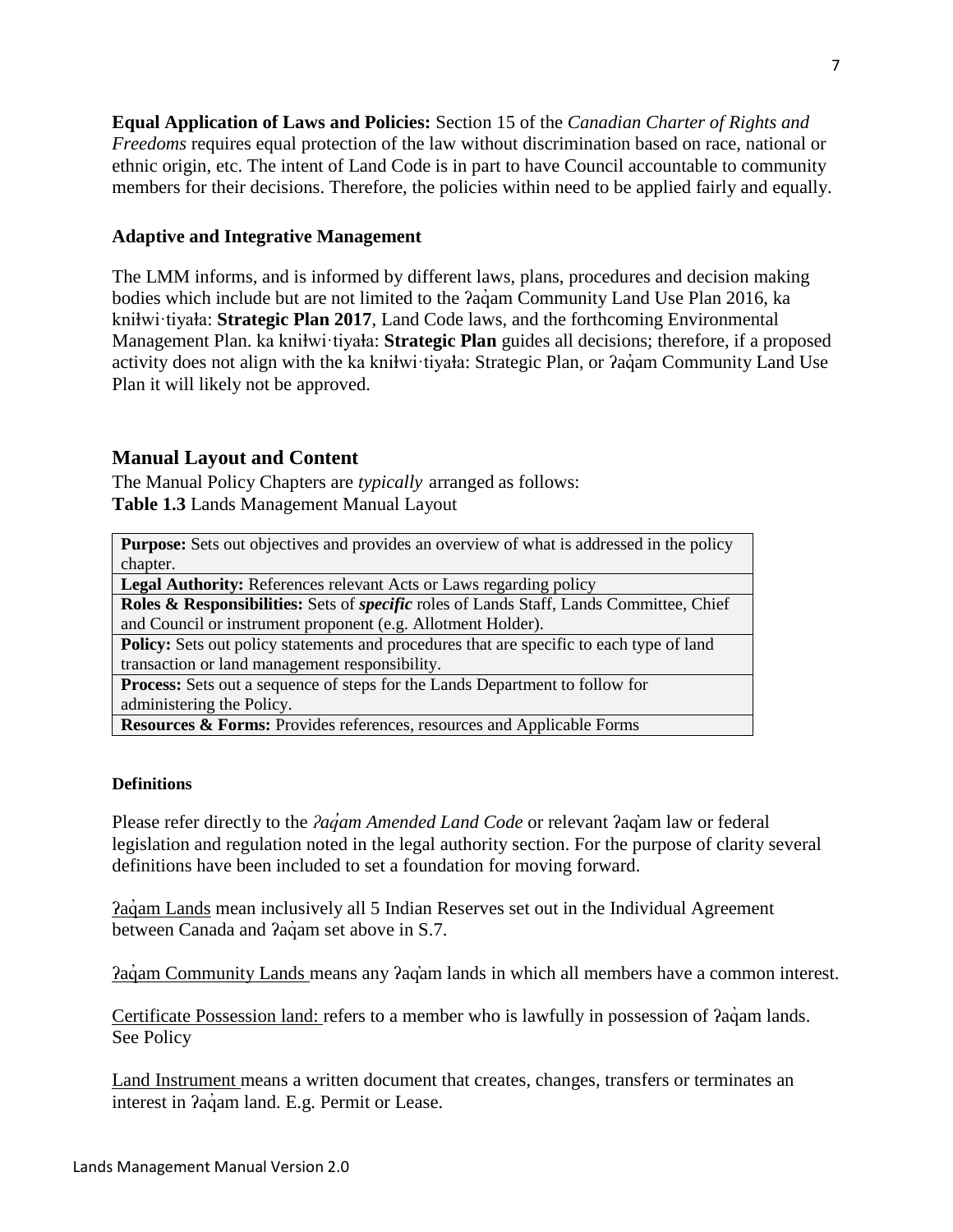**Equal Application of Laws and Policies:** Section 15 of the *Canadian Charter of Rights and Freedoms* requires equal protection of the law without discrimination based on race, national or ethnic origin, etc. The intent of Land Code is in part to have Council accountable to community members for their decisions. Therefore, the policies within need to be applied fairly and equally.

### Adaptive and Integrative Management

The LMM informs, and is informed by different laws, plans, procedures and decision making bodies which include but are not limited to the ʔaq̓am Community Land Use Plan 2016, ka kniłwi·tiyała: **Strategic Plan 2017**, Land Code laws, and the forthcoming Environmental Management Plan. ka kniłwi·tiyała: **Strategic Plan** guides all decisions; therefore, if a proposed activity does not align with the ka kniłwi·tiyała: Strategic Plan, or ʔaq̓am Community Land Use Plan it will likely not be approved.

## Manual Layout and Content

The Manual Policy Chapters are *typically* arranged as follows:

**Table 1.3** Lands Management Manual Layout

| |
|---|
| **Purpose:** Sets out objectives and provides an overview of what is addressed in the policy chapter. |
| **Legal Authority:** References relevant Acts or Laws regarding policy |
| **Roles & Responsibilities:** Sets of ***specific*** roles of Lands Staff, Lands Committee, Chief and Council or instrument proponent (e.g. Allotment Holder). |
| **Policy:** Sets out policy statements and procedures that are specific to each type of land transaction or land management responsibility. |
| **Process:** Sets out a sequence of steps for the Lands Department to follow for administering the Policy. |
| **Resources & Forms:** Provides references, resources and Applicable Forms |

#### Definitions

Please refer directly to the *ʔaq̓am Amended Land Code* or relevant ʔaq̓am law or federal legislation and regulation noted in the legal authority section. For the purpose of clarity several definitions have been included to set a foundation for moving forward.

<u>ʔaq̓am Lands</u> mean inclusively all 5 Indian Reserves set out in the Individual Agreement between Canada and ʔaq̓am set above in S.7.

<u>ʔaq̓am Community Lands</u> means any ʔaq̓am lands in which all members have a common interest.

<u>Certificate Possession land:</u> refers to a member who is lawfully in possession of ʔaq̓am lands. See Policy

<u>Land Instrument</u> means a written document that creates, changes, transfers or terminates an interest in ʔaq̓am land. E.g. Permit or Lease.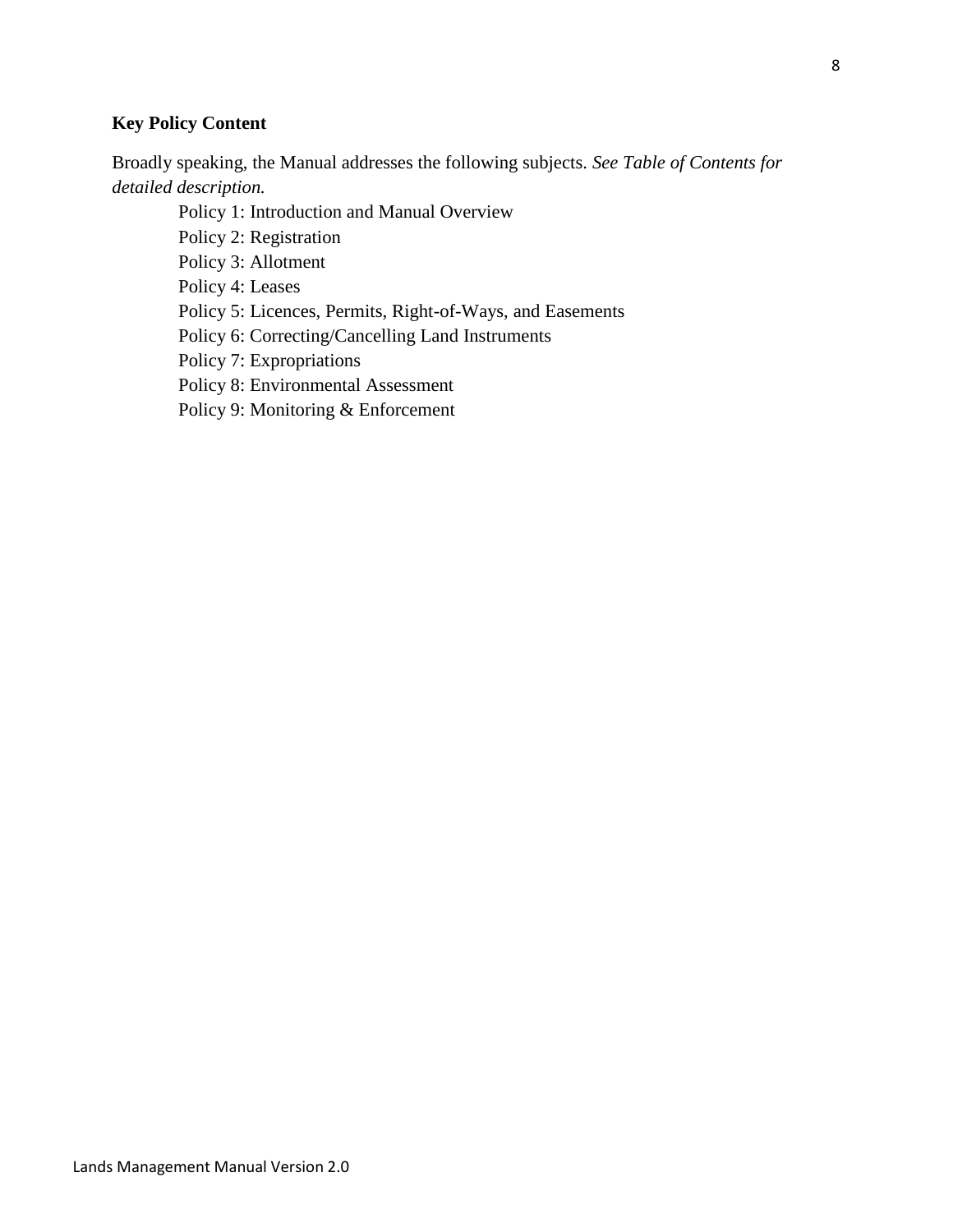**Key Policy Content**

Broadly speaking, the Manual addresses the following subjects. *See Table of Contents for detailed description.*

- Policy 1: Introduction and Manual Overview
- Policy 2: Registration
- Policy 3: Allotment
- Policy 4: Leases
- Policy 5: Licences, Permits, Right-of-Ways, and Easements
- Policy 6: Correcting/Cancelling Land Instruments
- Policy 7: Expropriations
- Policy 8: Environmental Assessment
- Policy 9: Monitoring & Enforcement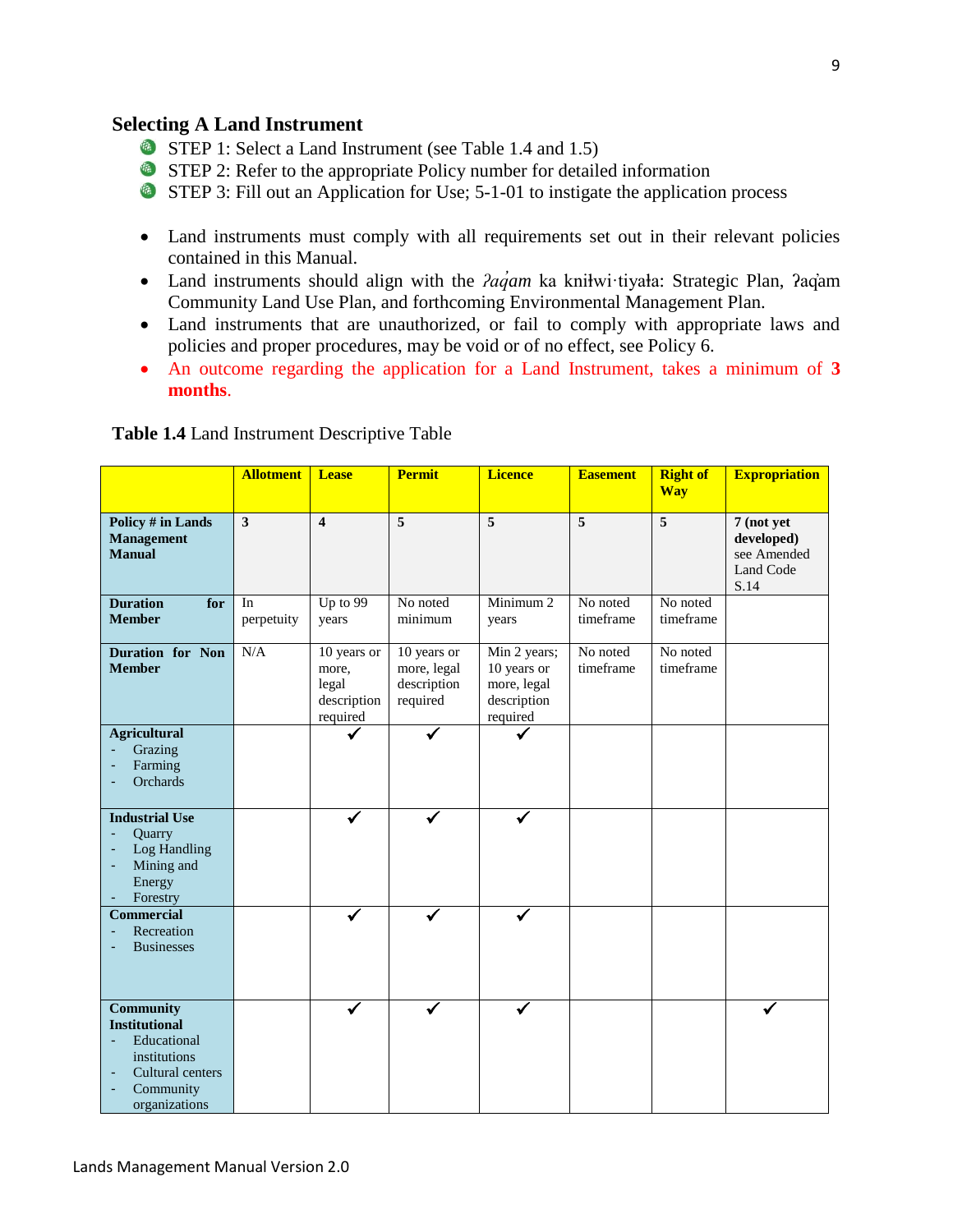## Selecting A Land Instrument

- STEP 1: Select a Land Instrument (see Table 1.4 and 1.5)
- STEP 2: Refer to the appropriate Policy number for detailed information
- STEP 3: Fill out an Application for Use; 5-1-01 to instigate the application process

- Land instruments must comply with all requirements set out in their relevant policies contained in this Manual.
- Land instruments should align with the *ʔaq̓am* ka kniłwi·tiyała: Strategic Plan, ʔaq̓am Community Land Use Plan, and forthcoming Environmental Management Plan.
- Land instruments that are unauthorized, or fail to comply with appropriate laws and policies and proper procedures, may be void or of no effect, see Policy 6.
- An outcome regarding the application for a Land Instrument, takes a minimum of **3 months**.

**Table 1.4** Land Instrument Descriptive Table

| | **Allotment** | **Lease** | **Permit** | **Licence** | **Easement** | **Right of Way** | **Expropriation** |
|---|---|---|---|---|---|---|---|
| **Policy # in Lands Management Manual** | **3** | **4** | **5** | **5** | **5** | **5** | **7 (not yet developed)** see Amended Land Code S.14 |
| **Duration for Member** | In perpetuity | Up to 99 years | No noted minimum | Minimum 2 years | No noted timeframe | No noted timeframe | |
| **Duration for Non Member** | N/A | 10 years or more, legal description required | 10 years or more, legal description required | Min 2 years; 10 years or more, legal description required | No noted timeframe | No noted timeframe | |
| **Agricultural**<br>- Grazing<br>- Farming<br>- Orchards | | ✓ | ✓ | ✓ | | | |
| **Industrial Use**<br>- Quarry<br>- Log Handling<br>- Mining and Energy<br>- Forestry | | ✓ | ✓ | ✓ | | | |
| **Commercial**<br>- Recreation<br>- Businesses | | ✓ | ✓ | ✓ | | | |
| **Community Institutional**<br>- Educational institutions<br>- Cultural centers<br>- Community organizations | | ✓ | ✓ | ✓ | | | ✓ |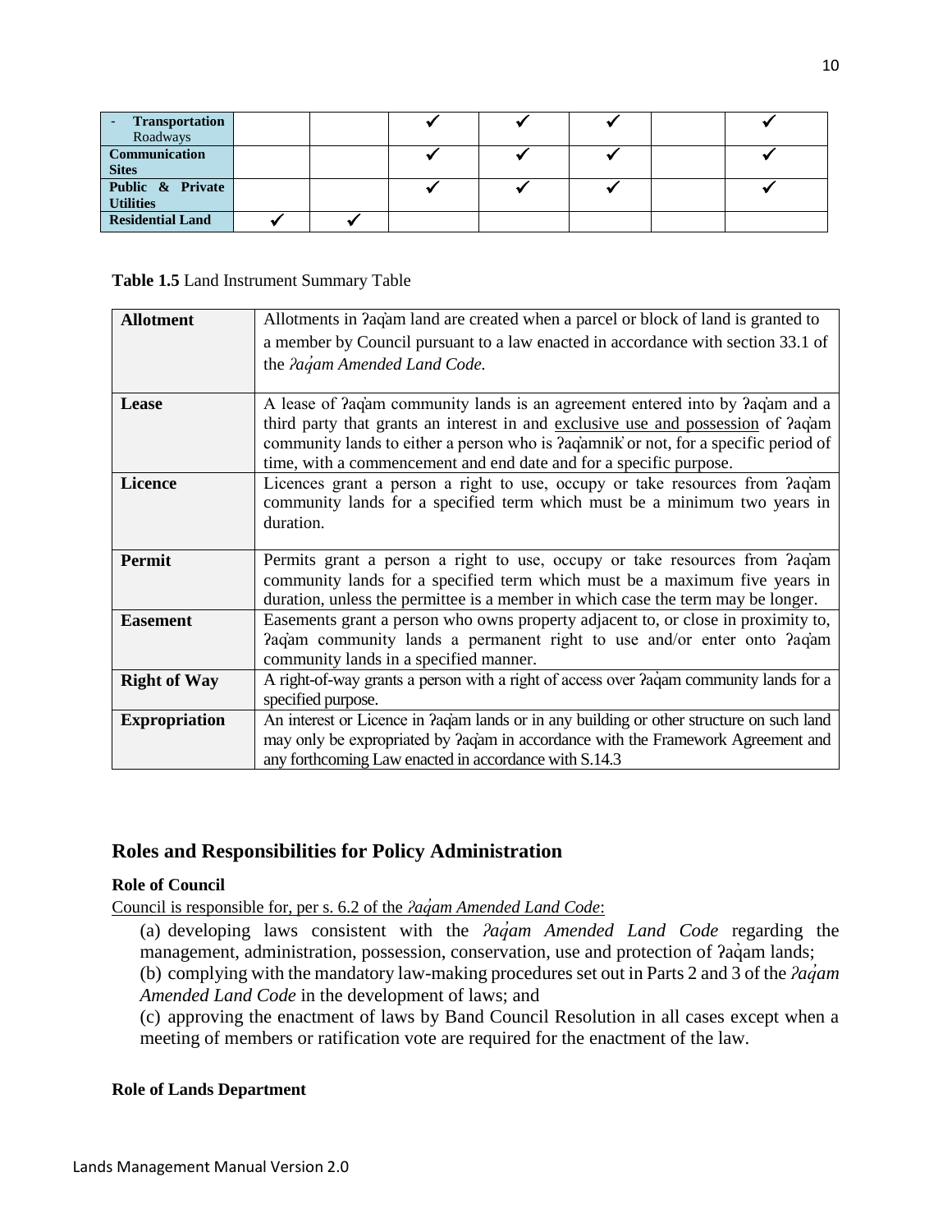| | | | | | | | |
|---|---|---|---|---|---|---|---|
| - **Transportation** Roadways | | | ✔ | ✔ | ✔ | | ✔ |
| **Communication Sites** | | | ✔ | ✔ | ✔ | | ✔ |
| **Public & Private Utilities** | | | ✔ | ✔ | ✔ | | ✔ |
| **Residential Land** | ✔ | ✔ | | | | | |

**Table 1.5** Land Instrument Summary Table

| | |
|---|---|
| **Allotment** | Allotments in ʔaq̓am land are created when a parcel or block of land is granted to a member by Council pursuant to a law enacted in accordance with section 33.1 of the *ʔaq̓am Amended Land Code.* |
| **Lease** | A lease of ʔaq̓am community lands is an agreement entered into by ʔaq̓am and a third party that grants an interest in and <u>exclusive use and possession</u> of ʔaq̓am community lands to either a person who is ʔaq̓amnik̓ or not, for a specific period of time, with a commencement and end date and for a specific purpose. |
| **Licence** | Licences grant a person a right to use, occupy or take resources from ʔaq̓am community lands for a specified term which must be a minimum two years in duration. |
| **Permit** | Permits grant a person a right to use, occupy or take resources from ʔaq̓am community lands for a specified term which must be a maximum five years in duration, unless the permittee is a member in which case the term may be longer. |
| **Easement** | Easements grant a person who owns property adjacent to, or close in proximity to, ʔaq̓am community lands a permanent right to use and/or enter onto ʔaq̓am community lands in a specified manner. |
| **Right of Way** | A right-of-way grants a person with a right of access over ʔaq̓am community lands for a specified purpose. |
| **Expropriation** | An interest or Licence in ʔaq̓am lands or in any building or other structure on such land may only be expropriated by ʔaq̓am in accordance with the Framework Agreement and any forthcoming Law enacted in accordance with S.14.3 |

## Roles and Responsibilities for Policy Administration

### Role of Council

<u>Council is responsible for, per s. 6.2 of the *ʔaq̓am Amended Land Code*:</u>

(a) developing laws consistent with the *ʔaq̓am Amended Land Code* regarding the management, administration, possession, conservation, use and protection of ʔaq̓am lands;

(b) complying with the mandatory law-making procedures set out in Parts 2 and 3 of the *ʔaq̓am Amended Land Code* in the development of laws; and

(c) approving the enactment of laws by Band Council Resolution in all cases except when a meeting of members or ratification vote are required for the enactment of the law.

### Role of Lands Department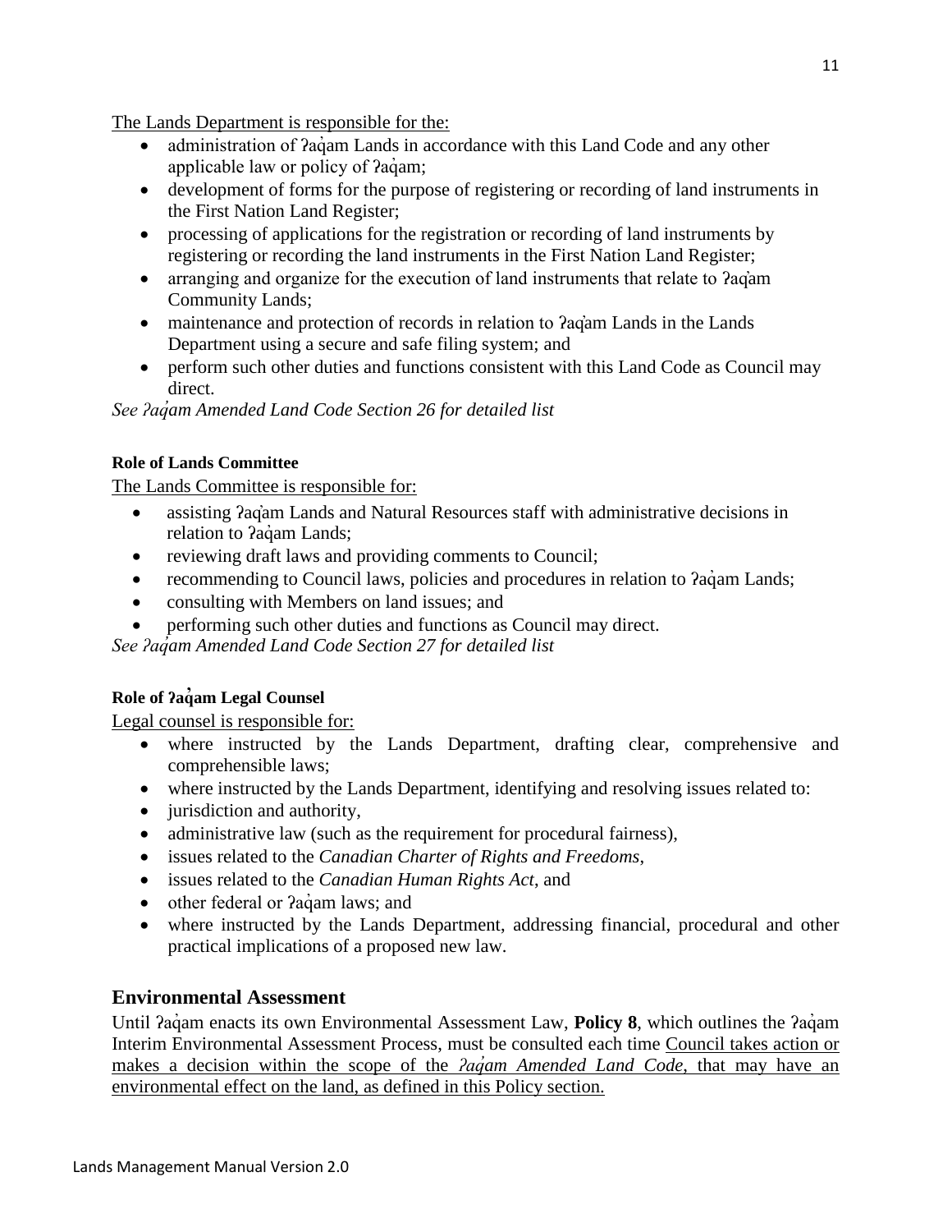The Lands Department is responsible for the:

- administration of ʔaq̓am Lands in accordance with this Land Code and any other applicable law or policy of ʔaq̓am;
- development of forms for the purpose of registering or recording of land instruments in the First Nation Land Register;
- processing of applications for the registration or recording of land instruments by registering or recording the land instruments in the First Nation Land Register;
- arranging and organize for the execution of land instruments that relate to ʔaq̓am Community Lands;
- maintenance and protection of records in relation to ʔaq̓am Lands in the Lands Department using a secure and safe filing system; and
- perform such other duties and functions consistent with this Land Code as Council may direct.

*See ʔaq̓am Amended Land Code Section 26 for detailed list*

#### Role of Lands Committee

The Lands Committee is responsible for:

- assisting ʔaq̓am Lands and Natural Resources staff with administrative decisions in relation to ʔaq̓am Lands;
- reviewing draft laws and providing comments to Council;
- recommending to Council laws, policies and procedures in relation to ʔaq̓am Lands;
- consulting with Members on land issues; and
- performing such other duties and functions as Council may direct.

*See ʔaq̓am Amended Land Code Section 27 for detailed list*

#### Role of ʔaq̓am Legal Counsel

Legal counsel is responsible for:

- where instructed by the Lands Department, drafting clear, comprehensive and comprehensible laws;
- where instructed by the Lands Department, identifying and resolving issues related to:
- jurisdiction and authority,
- administrative law (such as the requirement for procedural fairness),
- issues related to the *Canadian Charter of Rights and Freedoms*,
- issues related to the *Canadian Human Rights Act*, and
- other federal or ʔaq̓am laws; and
- where instructed by the Lands Department, addressing financial, procedural and other practical implications of a proposed new law.

## Environmental Assessment

Until ʔaq̓am enacts its own Environmental Assessment Law, **Policy 8**, which outlines the ʔaq̓am Interim Environmental Assessment Process, must be consulted each time Council takes action or makes a decision within the scope of the *ʔaq̓am Amended Land Code*, that may have an environmental effect on the land, as defined in this Policy section.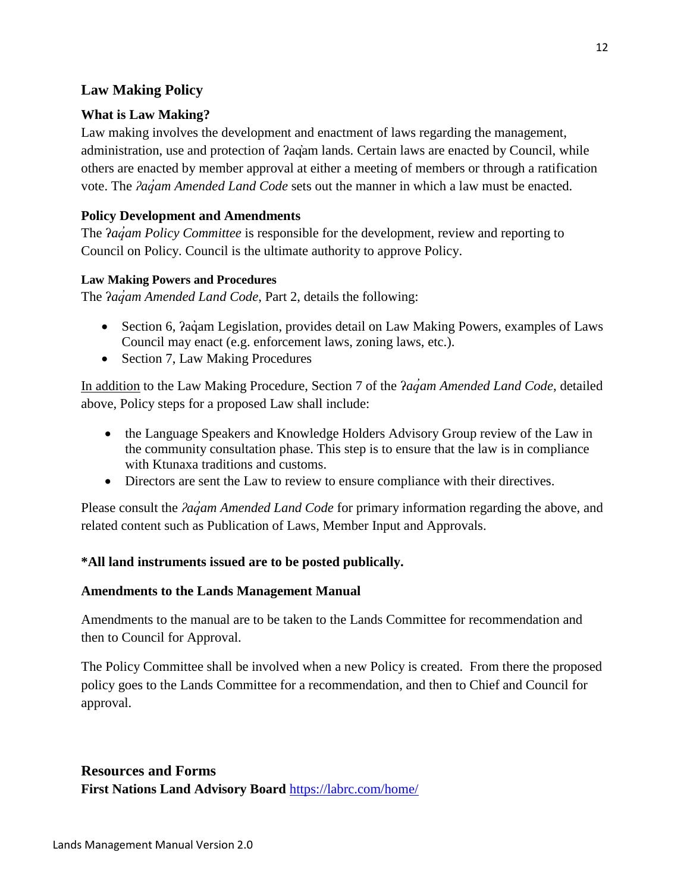## Law Making Policy

### What is Law Making?

Law making involves the development and enactment of laws regarding the management, administration, use and protection of ʔaq̓am lands. Certain laws are enacted by Council, while others are enacted by member approval at either a meeting of members or through a ratification vote. The *ʔaq̓am Amended Land Code* sets out the manner in which a law must be enacted.

### Policy Development and Amendments

The *ʔaq̓am Policy Committee* is responsible for the development, review and reporting to Council on Policy. Council is the ultimate authority to approve Policy.

#### Law Making Powers and Procedures

The *ʔaq̓am Amended Land Code*, Part 2, details the following:

- Section 6, ʔaq̓am Legislation, provides detail on Law Making Powers, examples of Laws Council may enact (e.g. enforcement laws, zoning laws, etc.).
- Section 7, Law Making Procedures

In addition to the Law Making Procedure, Section 7 of the *ʔaq̓am Amended Land Code*, detailed above, Policy steps for a proposed Law shall include:

- the Language Speakers and Knowledge Holders Advisory Group review of the Law in the community consultation phase. This step is to ensure that the law is in compliance with Ktunaxa traditions and customs.
- Directors are sent the Law to review to ensure compliance with their directives.

Please consult the *ʔaq̓am Amended Land Code* for primary information regarding the above, and related content such as Publication of Laws, Member Input and Approvals.

**\*All land instruments issued are to be posted publically.**

### Amendments to the Lands Management Manual

Amendments to the manual are to be taken to the Lands Committee for recommendation and then to Council for Approval.

The Policy Committee shall be involved when a new Policy is created. From there the proposed policy goes to the Lands Committee for a recommendation, and then to Chief and Council for approval.

## Resources and Forms

**First Nations Land Advisory Board** https://labrc.com/home/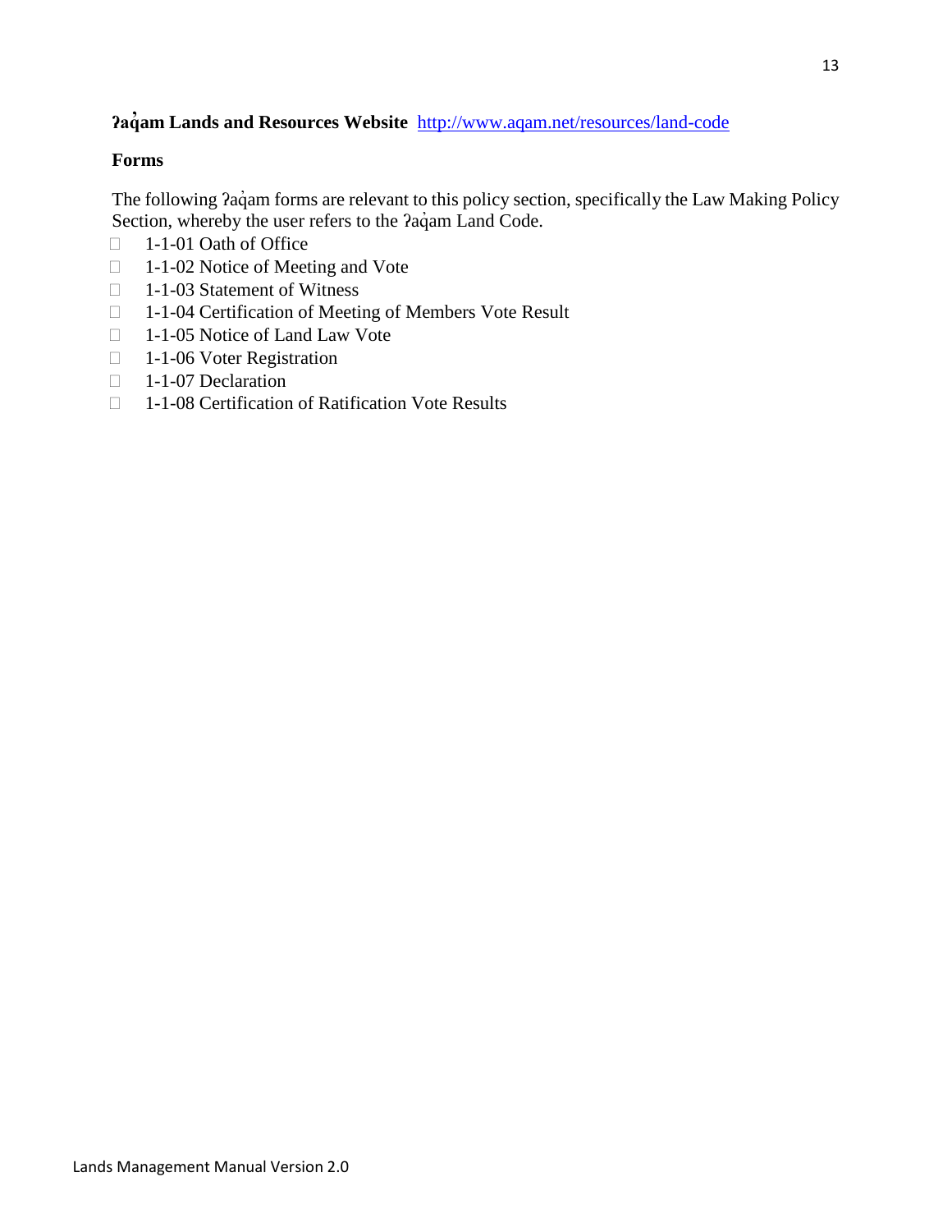**ʔaq̓am Lands and Resources Website** [http://www.aqam.net/resources/land-code](http://www.aqam.net/resources/land-code)

**Forms**

The following ʔaq̓am forms are relevant to this policy section, specifically the Law Making Policy Section, whereby the user refers to the ʔaq̓am Land Code.

- 1-1-01 Oath of Office
- 1-1-02 Notice of Meeting and Vote
- 1-1-03 Statement of Witness
- 1-1-04 Certification of Meeting of Members Vote Result
- 1-1-05 Notice of Land Law Vote
- 1-1-06 Voter Registration
- 1-1-07 Declaration
- 1-1-08 Certification of Ratification Vote Results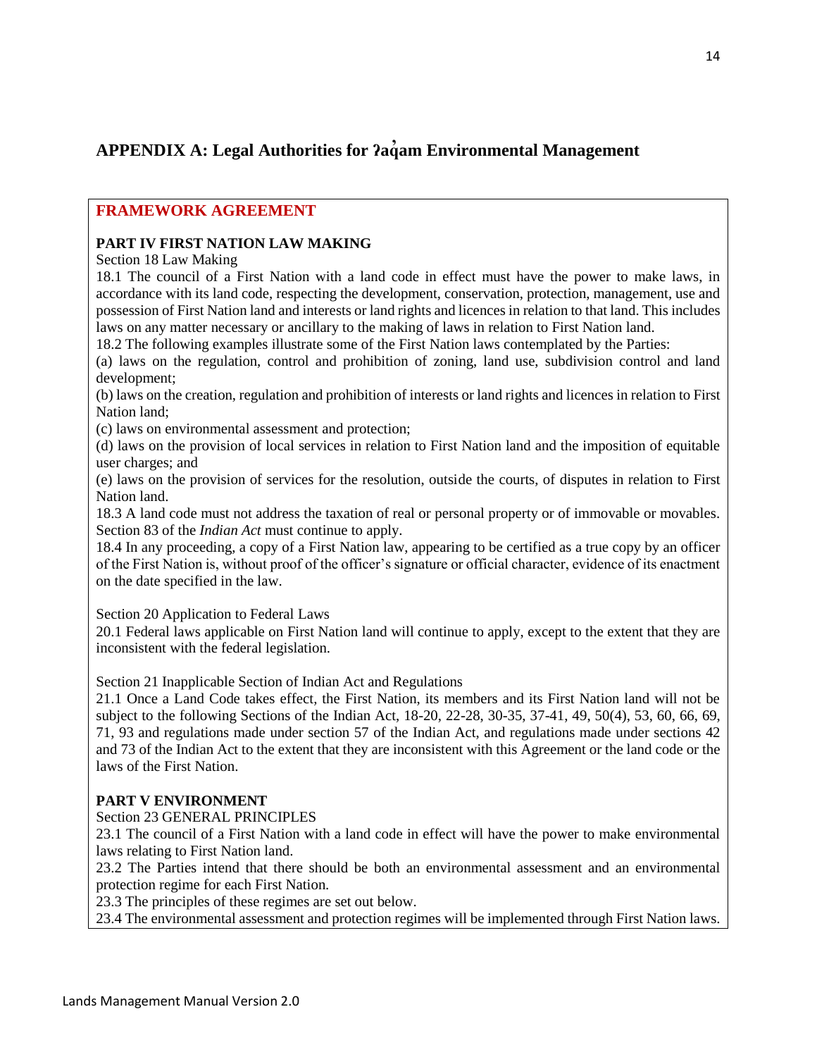# APPENDIX A: Legal Authorities for ʔaq̓am Environmental Management

## FRAMEWORK AGREEMENT

### PART IV FIRST NATION LAW MAKING

Section 18 Law Making

18.1 The council of a First Nation with a land code in effect must have the power to make laws, in accordance with its land code, respecting the development, conservation, protection, management, use and possession of First Nation land and interests or land rights and licences in relation to that land. This includes laws on any matter necessary or ancillary to the making of laws in relation to First Nation land.

18.2 The following examples illustrate some of the First Nation laws contemplated by the Parties:

(a) laws on the regulation, control and prohibition of zoning, land use, subdivision control and land development;

(b) laws on the creation, regulation and prohibition of interests or land rights and licences in relation to First Nation land;

(c) laws on environmental assessment and protection;

(d) laws on the provision of local services in relation to First Nation land and the imposition of equitable user charges; and

(e) laws on the provision of services for the resolution, outside the courts, of disputes in relation to First Nation land.

18.3 A land code must not address the taxation of real or personal property or of immovable or movables. Section 83 of the *Indian Act* must continue to apply.

18.4 In any proceeding, a copy of a First Nation law, appearing to be certified as a true copy by an officer of the First Nation is, without proof of the officer's signature or official character, evidence of its enactment on the date specified in the law.

Section 20 Application to Federal Laws

20.1 Federal laws applicable on First Nation land will continue to apply, except to the extent that they are inconsistent with the federal legislation.

Section 21 Inapplicable Section of Indian Act and Regulations

21.1 Once a Land Code takes effect, the First Nation, its members and its First Nation land will not be subject to the following Sections of the Indian Act, 18-20, 22-28, 30-35, 37-41, 49, 50(4), 53, 60, 66, 69, 71, 93 and regulations made under section 57 of the Indian Act, and regulations made under sections 42 and 73 of the Indian Act to the extent that they are inconsistent with this Agreement or the land code or the laws of the First Nation.

### PART V ENVIRONMENT

Section 23 GENERAL PRINCIPLES

23.1 The council of a First Nation with a land code in effect will have the power to make environmental laws relating to First Nation land.

23.2 The Parties intend that there should be both an environmental assessment and an environmental protection regime for each First Nation.

23.3 The principles of these regimes are set out below.

23.4 The environmental assessment and protection regimes will be implemented through First Nation laws.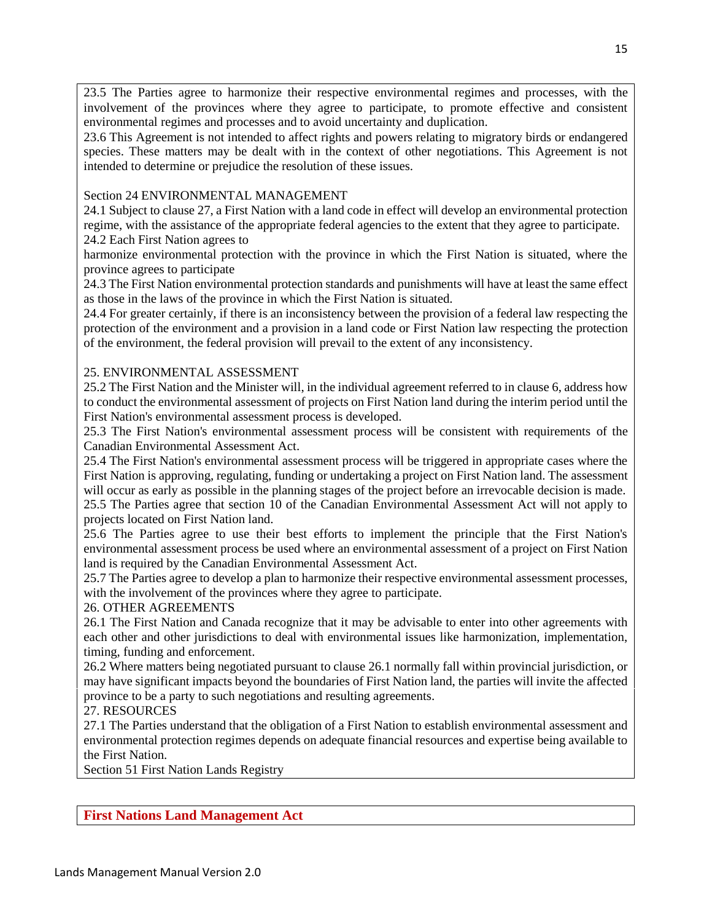23.5 The Parties agree to harmonize their respective environmental regimes and processes, with the involvement of the provinces where they agree to participate, to promote effective and consistent environmental regimes and processes and to avoid uncertainty and duplication.

23.6 This Agreement is not intended to affect rights and powers relating to migratory birds or endangered species. These matters may be dealt with in the context of other negotiations. This Agreement is not intended to determine or prejudice the resolution of these issues.

Section 24 ENVIRONMENTAL MANAGEMENT

24.1 Subject to clause 27, a First Nation with a land code in effect will develop an environmental protection regime, with the assistance of the appropriate federal agencies to the extent that they agree to participate.

24.2 Each First Nation agrees to

harmonize environmental protection with the province in which the First Nation is situated, where the province agrees to participate

24.3 The First Nation environmental protection standards and punishments will have at least the same effect as those in the laws of the province in which the First Nation is situated.

24.4 For greater certainly, if there is an inconsistency between the provision of a federal law respecting the protection of the environment and a provision in a land code or First Nation law respecting the protection of the environment, the federal provision will prevail to the extent of any inconsistency.

25. ENVIRONMENTAL ASSESSMENT

25.2 The First Nation and the Minister will, in the individual agreement referred to in clause 6, address how to conduct the environmental assessment of projects on First Nation land during the interim period until the First Nation's environmental assessment process is developed.

25.3 The First Nation's environmental assessment process will be consistent with requirements of the Canadian Environmental Assessment Act.

25.4 The First Nation's environmental assessment process will be triggered in appropriate cases where the First Nation is approving, regulating, funding or undertaking a project on First Nation land. The assessment will occur as early as possible in the planning stages of the project before an irrevocable decision is made.

25.5 The Parties agree that section 10 of the Canadian Environmental Assessment Act will not apply to projects located on First Nation land.

25.6 The Parties agree to use their best efforts to implement the principle that the First Nation's environmental assessment process be used where an environmental assessment of a project on First Nation land is required by the Canadian Environmental Assessment Act.

25.7 The Parties agree to develop a plan to harmonize their respective environmental assessment processes, with the involvement of the provinces where they agree to participate.

26. OTHER AGREEMENTS

26.1 The First Nation and Canada recognize that it may be advisable to enter into other agreements with each other and other jurisdictions to deal with environmental issues like harmonization, implementation, timing, funding and enforcement.

26.2 Where matters being negotiated pursuant to clause 26.1 normally fall within provincial jurisdiction, or may have significant impacts beyond the boundaries of First Nation land, the parties will invite the affected province to be a party to such negotiations and resulting agreements.

27. RESOURCES

27.1 The Parties understand that the obligation of a First Nation to establish environmental assessment and environmental protection regimes depends on adequate financial resources and expertise being available to the First Nation.

Section 51 First Nation Lands Registry

**First Nations Land Management Act**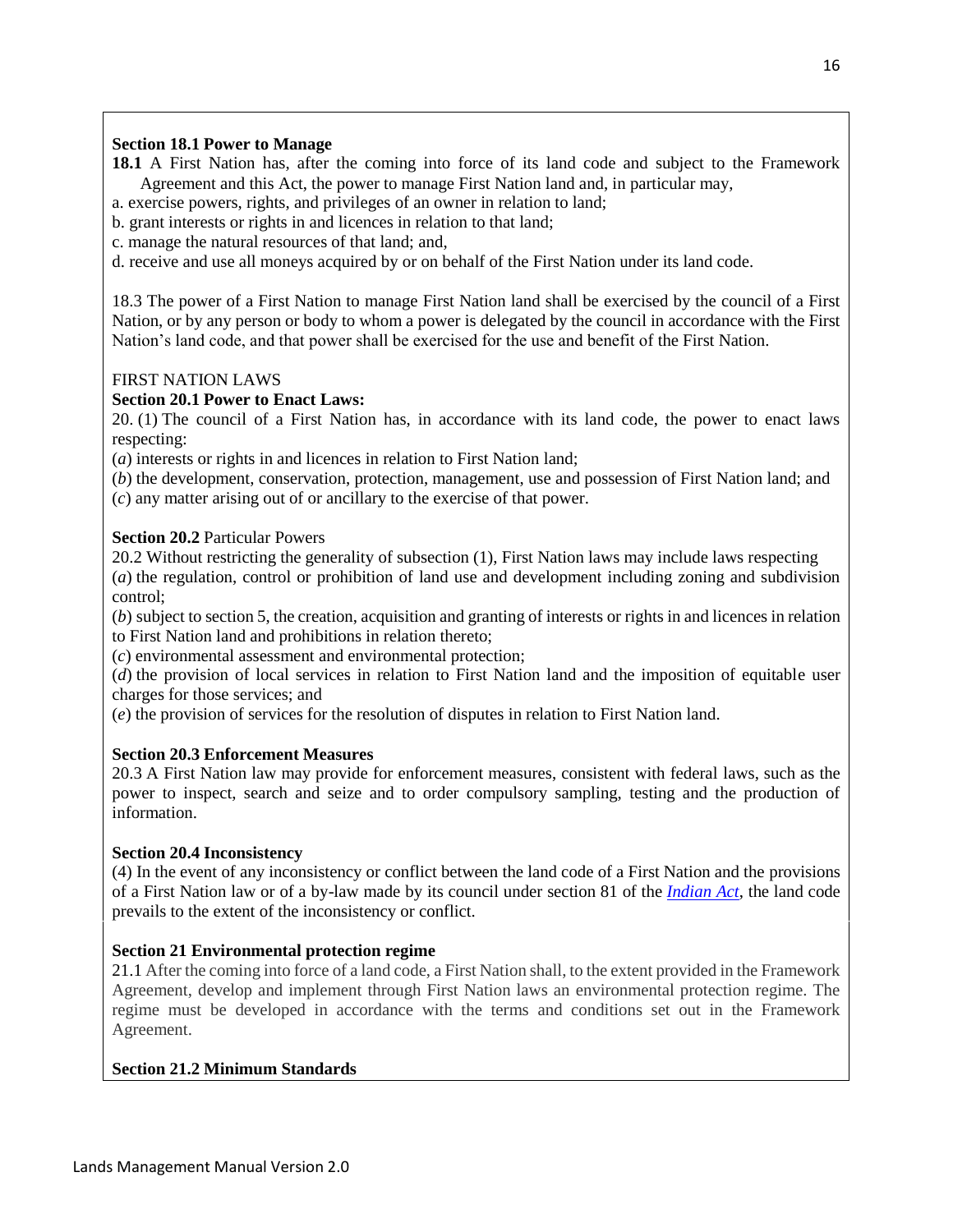**Section 18.1 Power to Manage**

**18.1** A First Nation has, after the coming into force of its land code and subject to the Framework Agreement and this Act, the power to manage First Nation land and, in particular may,

a. exercise powers, rights, and privileges of an owner in relation to land;

b. grant interests or rights in and licences in relation to that land;

c. manage the natural resources of that land; and,

d. receive and use all moneys acquired by or on behalf of the First Nation under its land code.

18.3 The power of a First Nation to manage First Nation land shall be exercised by the council of a First Nation, or by any person or body to whom a power is delegated by the council in accordance with the First Nation's land code, and that power shall be exercised for the use and benefit of the First Nation.

FIRST NATION LAWS

**Section 20.1 Power to Enact Laws:**

20. (1) The council of a First Nation has, in accordance with its land code, the power to enact laws respecting:

(*a*) interests or rights in and licences in relation to First Nation land;

(*b*) the development, conservation, protection, management, use and possession of First Nation land; and

(*c*) any matter arising out of or ancillary to the exercise of that power.

**Section 20.2** Particular Powers

20.2 Without restricting the generality of subsection (1), First Nation laws may include laws respecting

(*a*) the regulation, control or prohibition of land use and development including zoning and subdivision control;

(*b*) subject to section 5, the creation, acquisition and granting of interests or rights in and licences in relation to First Nation land and prohibitions in relation thereto;

(*c*) environmental assessment and environmental protection;

(*d*) the provision of local services in relation to First Nation land and the imposition of equitable user charges for those services; and

(*e*) the provision of services for the resolution of disputes in relation to First Nation land.

**Section 20.3 Enforcement Measures**

20.3 A First Nation law may provide for enforcement measures, consistent with federal laws, such as the power to inspect, search and seize and to order compulsory sampling, testing and the production of information.

**Section 20.4 Inconsistency**

(4) In the event of any inconsistency or conflict between the land code of a First Nation and the provisions of a First Nation law or of a by-law made by its council under section 81 of the *Indian Act*, the land code prevails to the extent of the inconsistency or conflict.

**Section 21 Environmental protection regime**

21.1 After the coming into force of a land code, a First Nation shall, to the extent provided in the Framework Agreement, develop and implement through First Nation laws an environmental protection regime. The regime must be developed in accordance with the terms and conditions set out in the Framework Agreement.

**Section 21.2 Minimum Standards**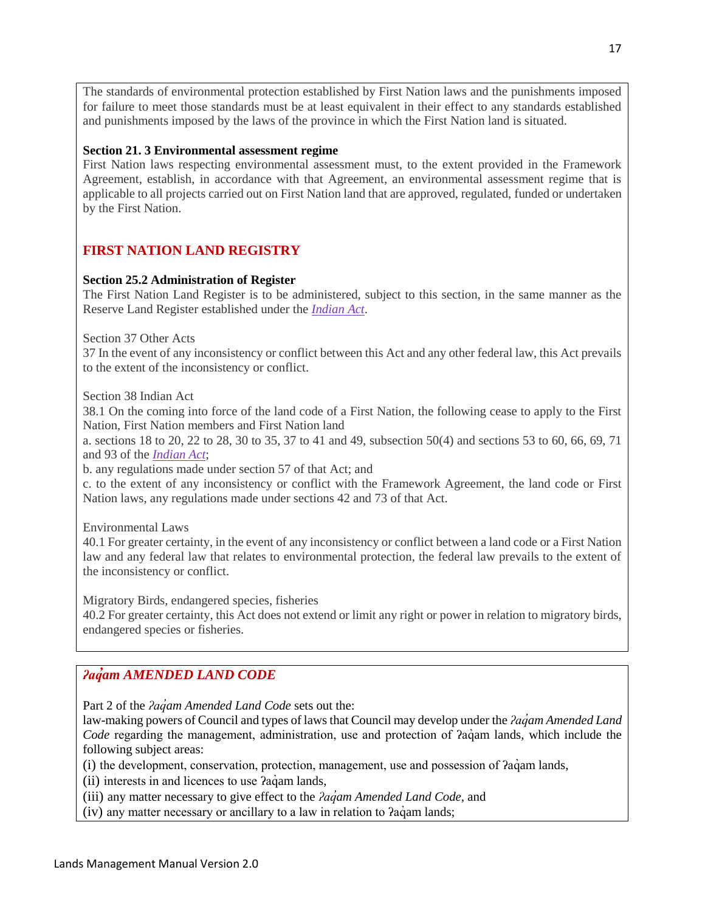The standards of environmental protection established by First Nation laws and the punishments imposed for failure to meet those standards must be at least equivalent in their effect to any standards established and punishments imposed by the laws of the province in which the First Nation land is situated.

**Section 21. 3 Environmental assessment regime**

First Nation laws respecting environmental assessment must, to the extent provided in the Framework Agreement, establish, in accordance with that Agreement, an environmental assessment regime that is applicable to all projects carried out on First Nation land that are approved, regulated, funded or undertaken by the First Nation.

## FIRST NATION LAND REGISTRY

**Section 25.2 Administration of Register**

The First Nation Land Register is to be administered, subject to this section, in the same manner as the Reserve Land Register established under the *Indian Act*.

Section 37 Other Acts

37 In the event of any inconsistency or conflict between this Act and any other federal law, this Act prevails to the extent of the inconsistency or conflict.

Section 38 Indian Act

38.1 On the coming into force of the land code of a First Nation, the following cease to apply to the First Nation, First Nation members and First Nation land

a. sections 18 to 20, 22 to 28, 30 to 35, 37 to 41 and 49, subsection 50(4) and sections 53 to 60, 66, 69, 71 and 93 of the *Indian Act*;

b. any regulations made under section 57 of that Act; and

c. to the extent of any inconsistency or conflict with the Framework Agreement, the land code or First Nation laws, any regulations made under sections 42 and 73 of that Act.

Environmental Laws

40.1 For greater certainty, in the event of any inconsistency or conflict between a land code or a First Nation law and any federal law that relates to environmental protection, the federal law prevails to the extent of the inconsistency or conflict.

Migratory Birds, endangered species, fisheries

40.2 For greater certainty, this Act does not extend or limit any right or power in relation to migratory birds, endangered species or fisheries.

## *ʔaq̓am AMENDED LAND CODE*

Part 2 of the *ʔaq̓am Amended Land Code* sets out the:

law-making powers of Council and types of laws that Council may develop under the *ʔaq̓am Amended Land Code* regarding the management, administration, use and protection of ʔaq̓am lands, which include the following subject areas:

(i) the development, conservation, protection, management, use and possession of ʔaq̓am lands,

(ii) interests in and licences to use ʔaq̓am lands,

(iii) any matter necessary to give effect to the *ʔaq̓am Amended Land Code*, and

(iv) any matter necessary or ancillary to a law in relation to ʔaq̓am lands;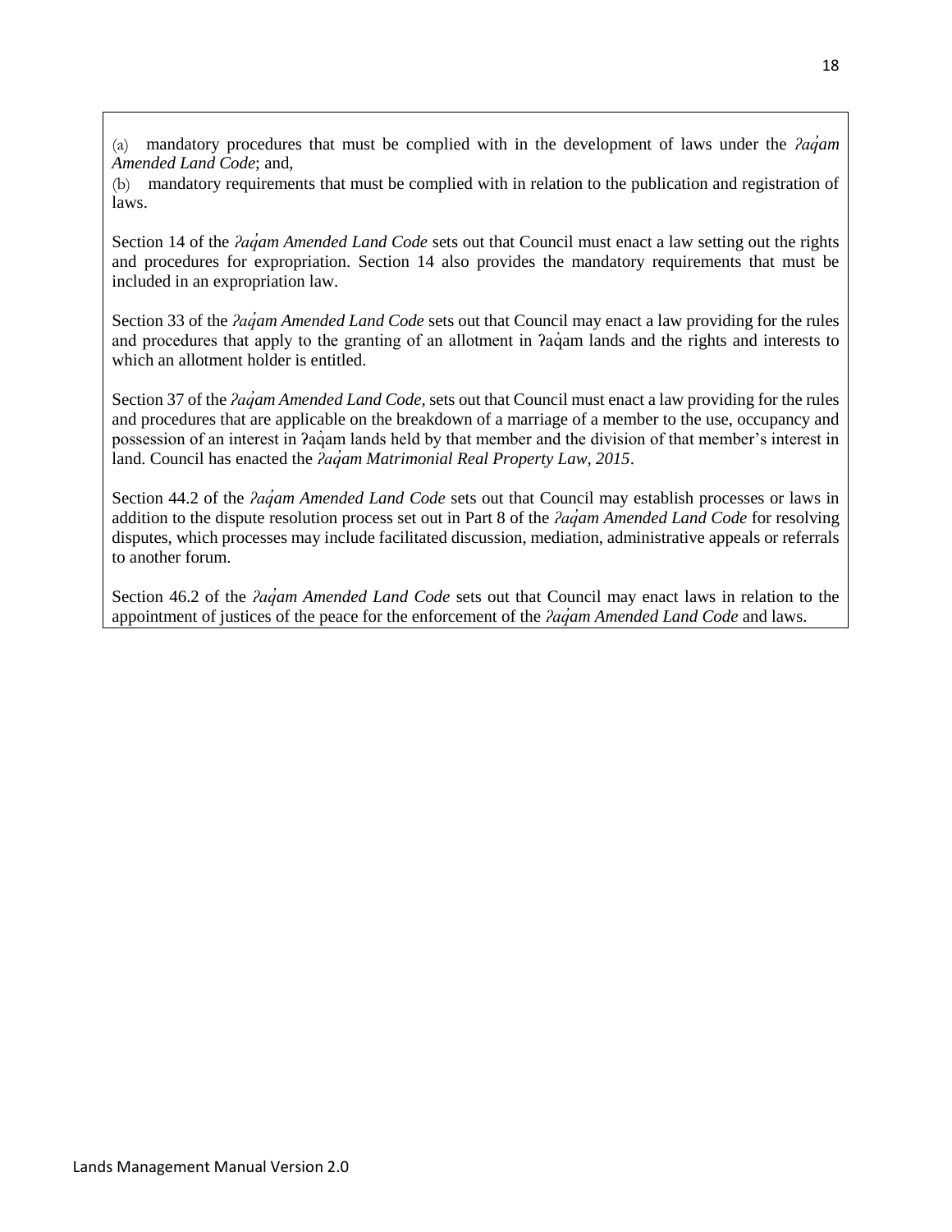(a) mandatory procedures that must be complied with in the development of laws under the *ʔaq̓am Amended Land Code*; and,
(b) mandatory requirements that must be complied with in relation to the publication and registration of laws.

Section 14 of the *ʔaq̓am Amended Land Code* sets out that Council must enact a law setting out the rights and procedures for expropriation. Section 14 also provides the mandatory requirements that must be included in an expropriation law.

Section 33 of the *ʔaq̓am Amended Land Code* sets out that Council may enact a law providing for the rules and procedures that apply to the granting of an allotment in ʔaq̓am lands and the rights and interests to which an allotment holder is entitled.

Section 37 of the *ʔaq̓am Amended Land Code,* sets out that Council must enact a law providing for the rules and procedures that are applicable on the breakdown of a marriage of a member to the use, occupancy and possession of an interest in ʔaq̓am lands held by that member and the division of that member's interest in land. Council has enacted the *ʔaq̓am Matrimonial Real Property Law, 2015*.

Section 44.2 of the *ʔaq̓am Amended Land Code* sets out that Council may establish processes or laws in addition to the dispute resolution process set out in Part 8 of the *ʔaq̓am Amended Land Code* for resolving disputes, which processes may include facilitated discussion, mediation, administrative appeals or referrals to another forum.

Section 46.2 of the *ʔaq̓am Amended Land Code* sets out that Council may enact laws in relation to the appointment of justices of the peace for the enforcement of the *ʔaq̓am Amended Land Code* and laws.